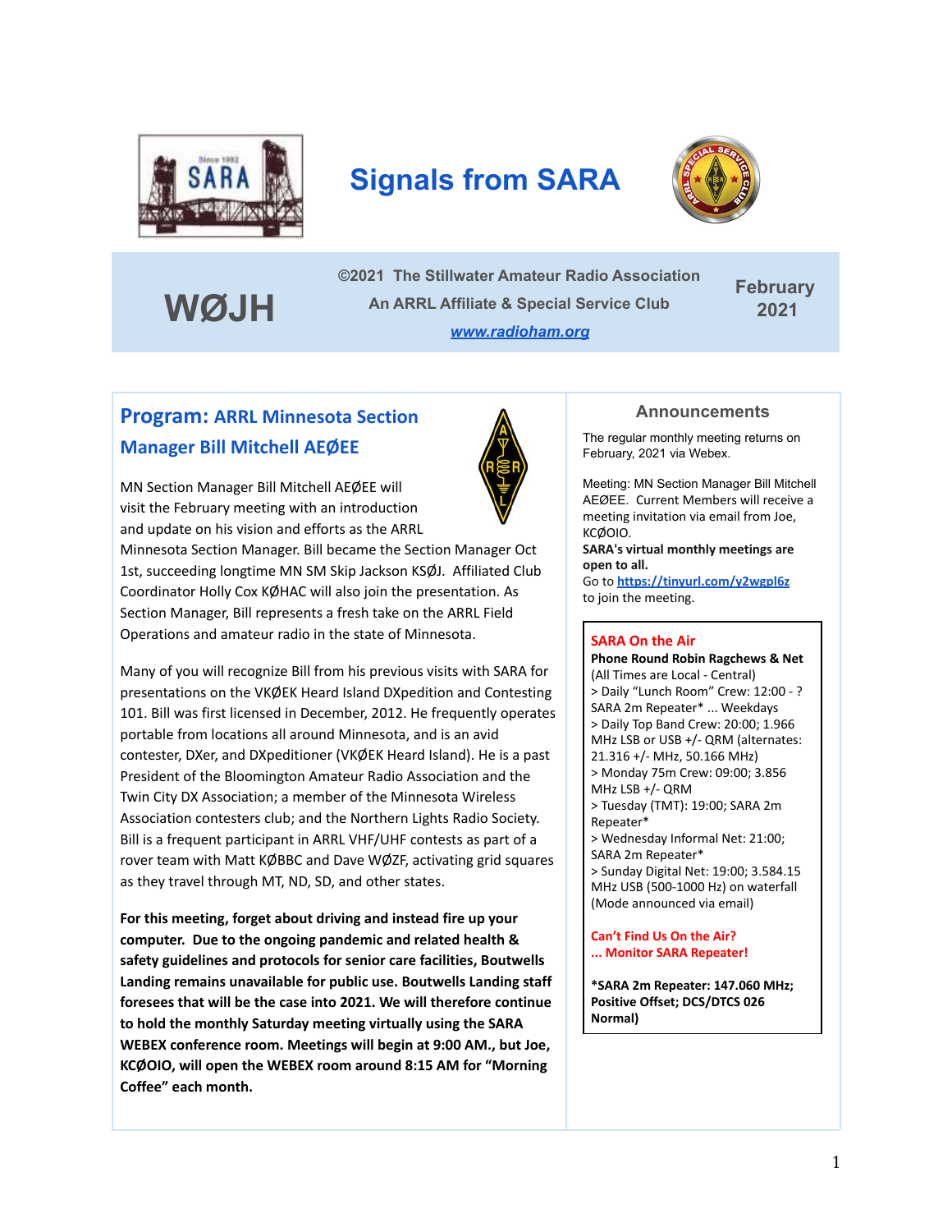# Signals from SARA

**WØJH**

©2021 The Stillwater Amateur Radio Association
An ARRL Affiliate & Special Service Club
[www.radioham.org](http://www.radioham.org)

February 2021

## Program: ARRL Minnesota Section Manager Bill Mitchell AEØEE

MN Section Manager Bill Mitchell AEØEE will visit the February meeting with an introduction and update on his vision and efforts as the ARRL Minnesota Section Manager. Bill became the Section Manager Oct 1st, succeeding longtime MN SM Skip Jackson KSØJ. Affiliated Club Coordinator Holly Cox KØHAC will also join the presentation. As Section Manager, Bill represents a fresh take on the ARRL Field Operations and amateur radio in the state of Minnesota.

Many of you will recognize Bill from his previous visits with SARA for presentations on the VKØEK Heard Island DXpedition and Contesting 101. Bill was first licensed in December, 2012. He frequently operates portable from locations all around Minnesota, and is an avid contester, DXer, and DXpeditioner (VKØEK Heard Island). He is a past President of the Bloomington Amateur Radio Association and the Twin City DX Association; a member of the Minnesota Wireless Association contesters club; and the Northern Lights Radio Society. Bill is a frequent participant in ARRL VHF/UHF contests as part of a rover team with Matt KØBBC and Dave WØZF, activating grid squares as they travel through MT, ND, SD, and other states.

**For this meeting, forget about driving and instead fire up your computer. Due to the ongoing pandemic and related health & safety guidelines and protocols for senior care facilities, Boutwells Landing remains unavailable for public use. Boutwells Landing staff foresees that will be the case into 2021. We will therefore continue to hold the monthly Saturday meeting virtually using the SARA WEBEX conference room. Meetings will begin at 9:00 AM., but Joe, KCØOIO, will open the WEBEX room around 8:15 AM for "Morning Coffee" each month.**

## Announcements

The regular monthly meeting returns on February, 2021 via Webex.

Meeting: MN Section Manager Bill Mitchell AEØEE. Current Members will receive a meeting invitation via email from Joe, KCØOIO.
**SARA's virtual monthly meetings are open to all.**
Go to **[https://tinyurl.com/y2wgpl6z](https://tinyurl.com/y2wgpl6z)** to join the meeting.

### SARA On the Air

**Phone Round Robin Ragchews & Net**
(All Times are Local - Central)
> Daily "Lunch Room" Crew: 12:00 - ? SARA 2m Repeater* ... Weekdays
> Daily Top Band Crew: 20:00; 1.966 MHz LSB or USB +/- QRM (alternates: 21.316 +/- MHz, 50.166 MHz)
> Monday 75m Crew: 09:00; 3.856 MHz LSB +/- QRM
> Tuesday (TMT): 19:00; SARA 2m Repeater*
> Wednesday Informal Net: 21:00; SARA 2m Repeater*
> Sunday Digital Net: 19:00; 3.584.15 MHz USB (500-1000 Hz) on waterfall (Mode announced via email)

**Can't Find Us On the Air?**
**... Monitor SARA Repeater!**

**\*SARA 2m Repeater: 147.060 MHz; Positive Offset; DCS/DTCS 026 Normal)**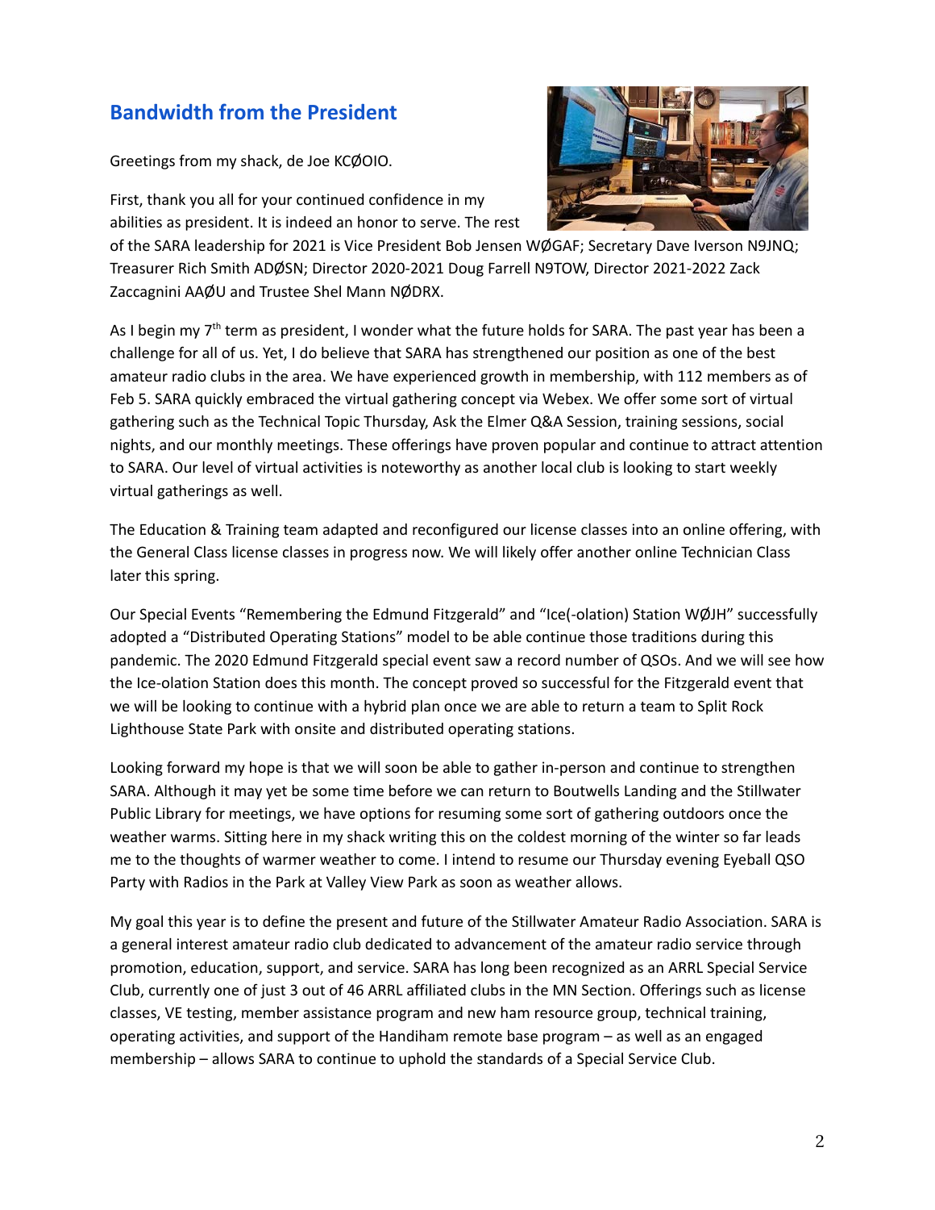## Bandwidth from the President

Greetings from my shack, de Joe KCØOIO.

First, thank you all for your continued confidence in my abilities as president. It is indeed an honor to serve. The rest of the SARA leadership for 2021 is Vice President Bob Jensen WØGAF; Secretary Dave Iverson N9JNQ; Treasurer Rich Smith ADØSN; Director 2020-2021 Doug Farrell N9TOW, Director 2021-2022 Zack Zaccagnini AAØU and Trustee Shel Mann NØDRX.

As I begin my 7th term as president, I wonder what the future holds for SARA. The past year has been a challenge for all of us. Yet, I do believe that SARA has strengthened our position as one of the best amateur radio clubs in the area. We have experienced growth in membership, with 112 members as of Feb 5. SARA quickly embraced the virtual gathering concept via Webex. We offer some sort of virtual gathering such as the Technical Topic Thursday, Ask the Elmer Q&A Session, training sessions, social nights, and our monthly meetings. These offerings have proven popular and continue to attract attention to SARA. Our level of virtual activities is noteworthy as another local club is looking to start weekly virtual gatherings as well.

The Education & Training team adapted and reconfigured our license classes into an online offering, with the General Class license classes in progress now. We will likely offer another online Technician Class later this spring.

Our Special Events "Remembering the Edmund Fitzgerald" and "Ice(-olation) Station WØJH" successfully adopted a "Distributed Operating Stations" model to be able continue those traditions during this pandemic. The 2020 Edmund Fitzgerald special event saw a record number of QSOs. And we will see how the Ice-olation Station does this month. The concept proved so successful for the Fitzgerald event that we will be looking to continue with a hybrid plan once we are able to return a team to Split Rock Lighthouse State Park with onsite and distributed operating stations.

Looking forward my hope is that we will soon be able to gather in-person and continue to strengthen SARA. Although it may yet be some time before we can return to Boutwells Landing and the Stillwater Public Library for meetings, we have options for resuming some sort of gathering outdoors once the weather warms. Sitting here in my shack writing this on the coldest morning of the winter so far leads me to the thoughts of warmer weather to come. I intend to resume our Thursday evening Eyeball QSO Party with Radios in the Park at Valley View Park as soon as weather allows.

My goal this year is to define the present and future of the Stillwater Amateur Radio Association. SARA is a general interest amateur radio club dedicated to advancement of the amateur radio service through promotion, education, support, and service. SARA has long been recognized as an ARRL Special Service Club, currently one of just 3 out of 46 ARRL affiliated clubs in the MN Section. Offerings such as license classes, VE testing, member assistance program and new ham resource group, technical training, operating activities, and support of the Handiham remote base program – as well as an engaged membership – allows SARA to continue to uphold the standards of a Special Service Club.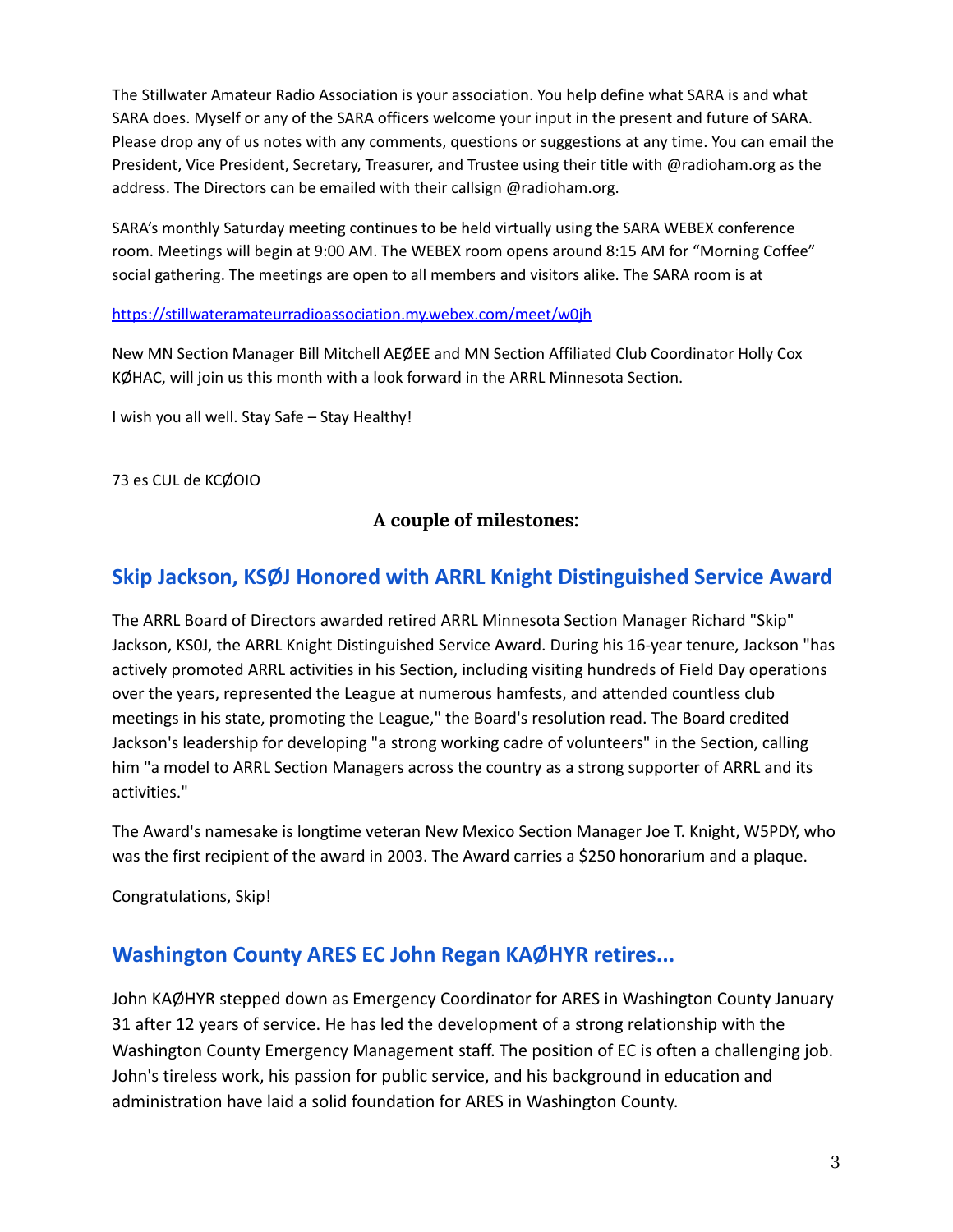The Stillwater Amateur Radio Association is your association. You help define what SARA is and what SARA does. Myself or any of the SARA officers welcome your input in the present and future of SARA. Please drop any of us notes with any comments, questions or suggestions at any time. You can email the President, Vice President, Secretary, Treasurer, and Trustee using their title with @radioham.org as the address. The Directors can be emailed with their callsign @radioham.org.

SARA's monthly Saturday meeting continues to be held virtually using the SARA WEBEX conference room. Meetings will begin at 9:00 AM. The WEBEX room opens around 8:15 AM for "Morning Coffee" social gathering. The meetings are open to all members and visitors alike. The SARA room is at

https://stillwateramateurradioassociation.my.webex.com/meet/w0jh

New MN Section Manager Bill Mitchell AEØEE and MN Section Affiliated Club Coordinator Holly Cox KØHAC, will join us this month with a look forward in the ARRL Minnesota Section.

I wish you all well. Stay Safe – Stay Healthy!

73 es CUL de KCØOIO

### A couple of milestones:

## Skip Jackson, KSØJ Honored with ARRL Knight Distinguished Service Award

The ARRL Board of Directors awarded retired ARRL Minnesota Section Manager Richard "Skip" Jackson, KS0J, the ARRL Knight Distinguished Service Award. During his 16-year tenure, Jackson "has actively promoted ARRL activities in his Section, including visiting hundreds of Field Day operations over the years, represented the League at numerous hamfests, and attended countless club meetings in his state, promoting the League," the Board's resolution read. The Board credited Jackson's leadership for developing "a strong working cadre of volunteers" in the Section, calling him "a model to ARRL Section Managers across the country as a strong supporter of ARRL and its activities."

The Award's namesake is longtime veteran New Mexico Section Manager Joe T. Knight, W5PDY, who was the first recipient of the award in 2003. The Award carries a $250 honorarium and a plaque.

Congratulations, Skip!

## Washington County ARES EC John Regan KAØHYR retires...

John KAØHYR stepped down as Emergency Coordinator for ARES in Washington County January 31 after 12 years of service. He has led the development of a strong relationship with the Washington County Emergency Management staff. The position of EC is often a challenging job. John's tireless work, his passion for public service, and his background in education and administration have laid a solid foundation for ARES in Washington County.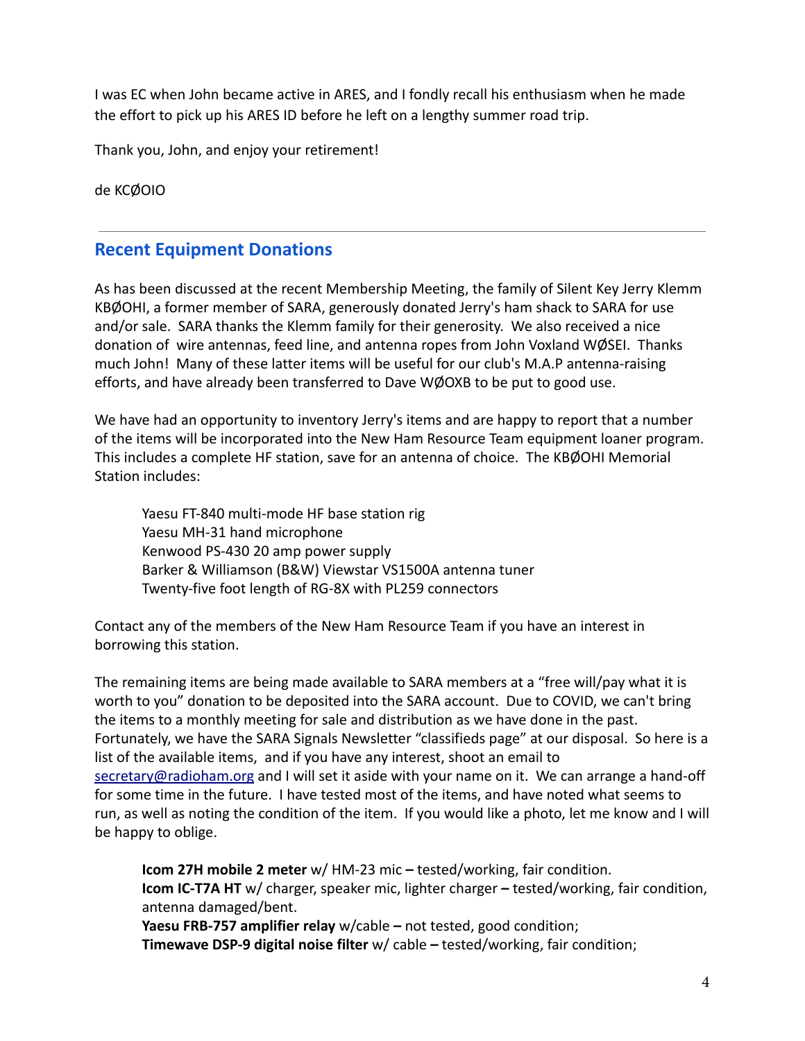I was EC when John became active in ARES, and I fondly recall his enthusiasm when he made the effort to pick up his ARES ID before he left on a lengthy summer road trip.

Thank you, John, and enjoy your retirement!

de KCØOIO

---

## Recent Equipment Donations

As has been discussed at the recent Membership Meeting, the family of Silent Key Jerry Klemm KBØOHI, a former member of SARA, generously donated Jerry's ham shack to SARA for use and/or sale. SARA thanks the Klemm family for their generosity. We also received a nice donation of wire antennas, feed line, and antenna ropes from John Voxland WØSEI. Thanks much John! Many of these latter items will be useful for our club's M.A.P antenna-raising efforts, and have already been transferred to Dave WØOXB to be put to good use.

We have had an opportunity to inventory Jerry's items and are happy to report that a number of the items will be incorporated into the New Ham Resource Team equipment loaner program. This includes a complete HF station, save for an antenna of choice. The KBØOHI Memorial Station includes:

Yaesu FT-840 multi-mode HF base station rig
Yaesu MH-31 hand microphone
Kenwood PS-430 20 amp power supply
Barker & Williamson (B&W) Viewstar VS1500A antenna tuner
Twenty-five foot length of RG-8X with PL259 connectors

Contact any of the members of the New Ham Resource Team if you have an interest in borrowing this station.

The remaining items are being made available to SARA members at a "free will/pay what it is worth to you" donation to be deposited into the SARA account. Due to COVID, we can't bring the items to a monthly meeting for sale and distribution as we have done in the past. Fortunately, we have the SARA Signals Newsletter "classifieds page" at our disposal. So here is a list of the available items, and if you have any interest, shoot an email to secretary@radioham.org and I will set it aside with your name on it. We can arrange a hand-off for some time in the future. I have tested most of the items, and have noted what seems to run, as well as noting the condition of the item. If you would like a photo, let me know and I will be happy to oblige.

**Icom 27H mobile 2 meter** w/ HM-23 mic **–** tested/working, fair condition.
**Icom IC-T7A HT** w/ charger, speaker mic, lighter charger **–** tested/working, fair condition, antenna damaged/bent.
**Yaesu FRB-757 amplifier relay** w/cable **–** not tested, good condition;
**Timewave DSP-9 digital noise filter** w/ cable **–** tested/working, fair condition;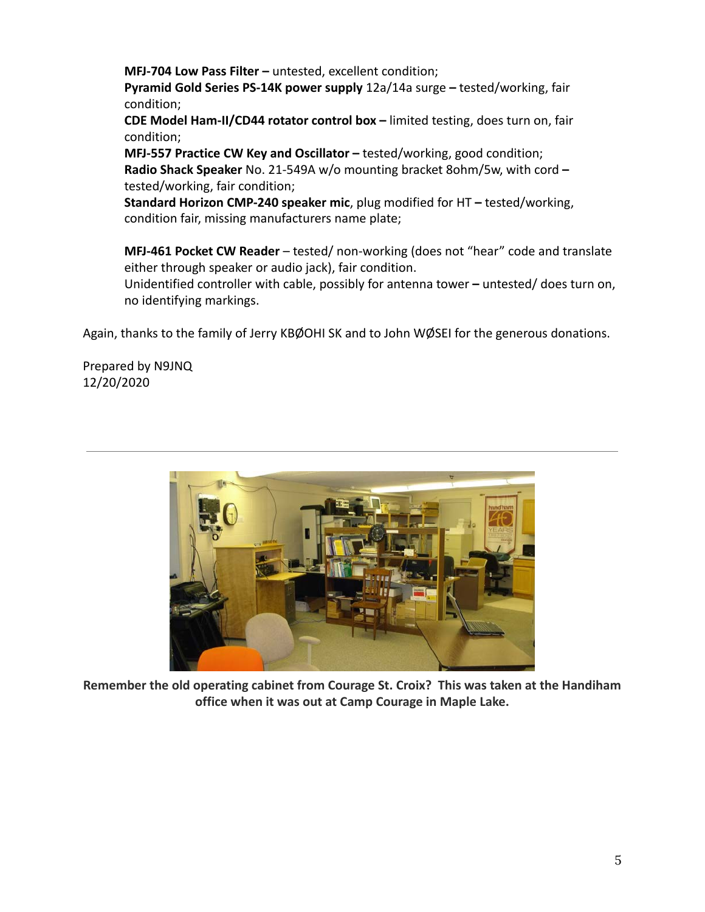**MFJ-704 Low Pass Filter –** untested, excellent condition;
**Pyramid Gold Series PS-14K power supply** 12a/14a surge **–** tested/working, fair condition;
**CDE Model Ham-II/CD44 rotator control box –** limited testing, does turn on, fair condition;
**MFJ-557 Practice CW Key and Oscillator –** tested/working, good condition;
**Radio Shack Speaker** No. 21-549A w/o mounting bracket 8ohm/5w, with cord **–** tested/working, fair condition;
**Standard Horizon CMP-240 speaker mic**, plug modified for HT **–** tested/working, condition fair, missing manufacturers name plate;

**MFJ-461 Pocket CW Reader** – tested/ non-working (does not "hear" code and translate either through speaker or audio jack), fair condition.
Unidentified controller with cable, possibly for antenna tower **–** untested/ does turn on, no identifying markings.

Again, thanks to the family of Jerry KBØOHI SK and to John WØSEI for the generous donations.

Prepared by N9JNQ
12/20/2020

---

**Remember the old operating cabinet from Courage St. Croix? This was taken at the Handiham office when it was out at Camp Courage in Maple Lake.**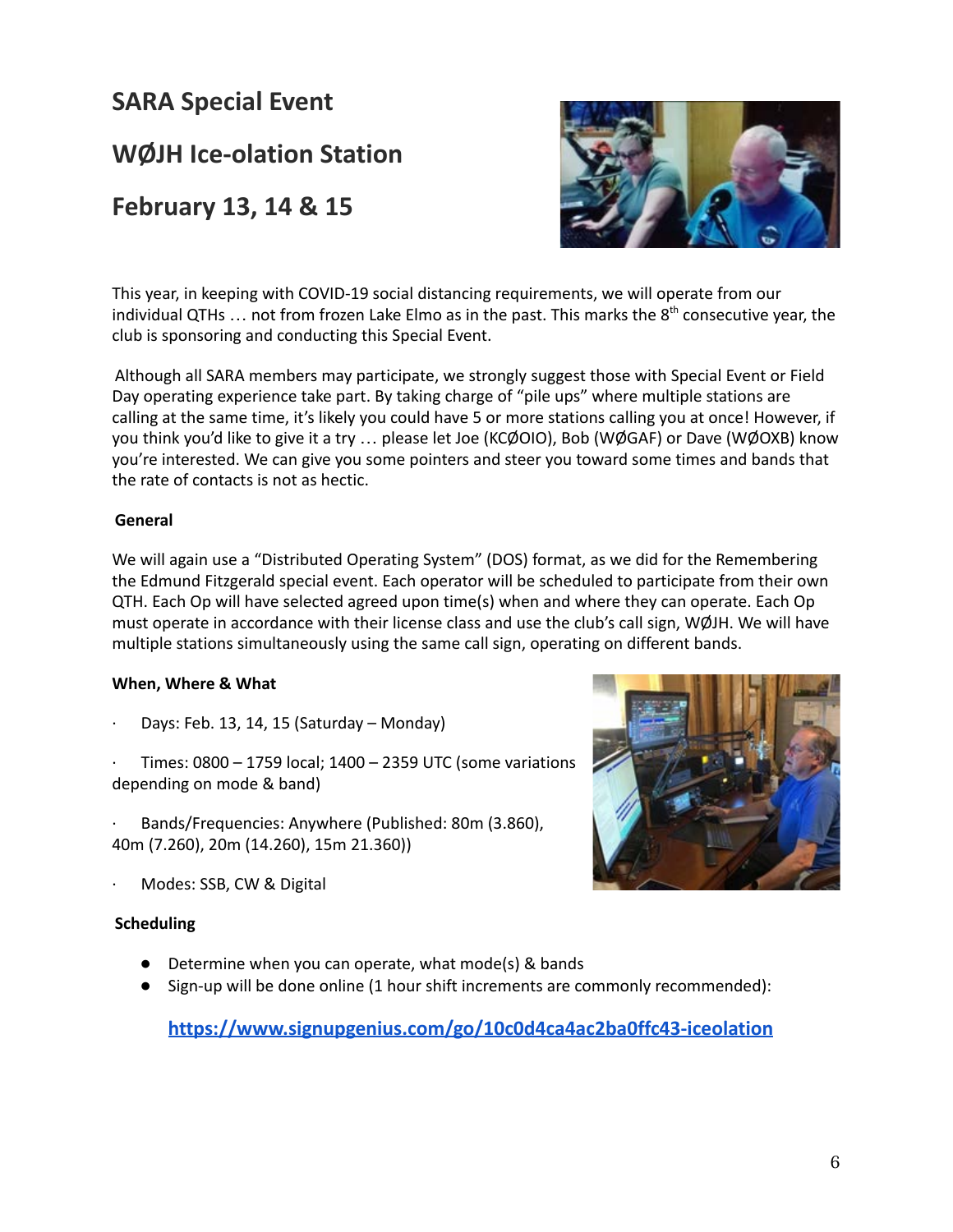# SARA Special Event

# WØJH Ice-olation Station

# February 13, 14 & 15

This year, in keeping with COVID-19 social distancing requirements, we will operate from our individual QTHs … not from frozen Lake Elmo as in the past. This marks the 8th consecutive year, the club is sponsoring and conducting this Special Event.

Although all SARA members may participate, we strongly suggest those with Special Event or Field Day operating experience take part. By taking charge of "pile ups" where multiple stations are calling at the same time, it's likely you could have 5 or more stations calling you at once! However, if you think you'd like to give it a try … please let Joe (KCØOIO), Bob (WØGAF) or Dave (WØOXB) know you're interested. We can give you some pointers and steer you toward some times and bands that the rate of contacts is not as hectic.

**General**

We will again use a "Distributed Operating System" (DOS) format, as we did for the Remembering the Edmund Fitzgerald special event. Each operator will be scheduled to participate from their own QTH. Each Op will have selected agreed upon time(s) when and where they can operate. Each Op must operate in accordance with their license class and use the club's call sign, WØJH. We will have multiple stations simultaneously using the same call sign, operating on different bands.

**When, Where & What**

- Days: Feb. 13, 14, 15 (Saturday – Monday)
- Times: 0800 – 1759 local; 1400 – 2359 UTC (some variations depending on mode & band)
- Bands/Frequencies: Anywhere (Published: 80m (3.860), 40m (7.260), 20m (14.260), 15m 21.360))
- Modes: SSB, CW & Digital

**Scheduling**

- Determine when you can operate, what mode(s) & bands
- Sign-up will be done online (1 hour shift increments are commonly recommended):

**https://www.signupgenius.com/go/10c0d4ca4ac2ba0ffc43-iceolation**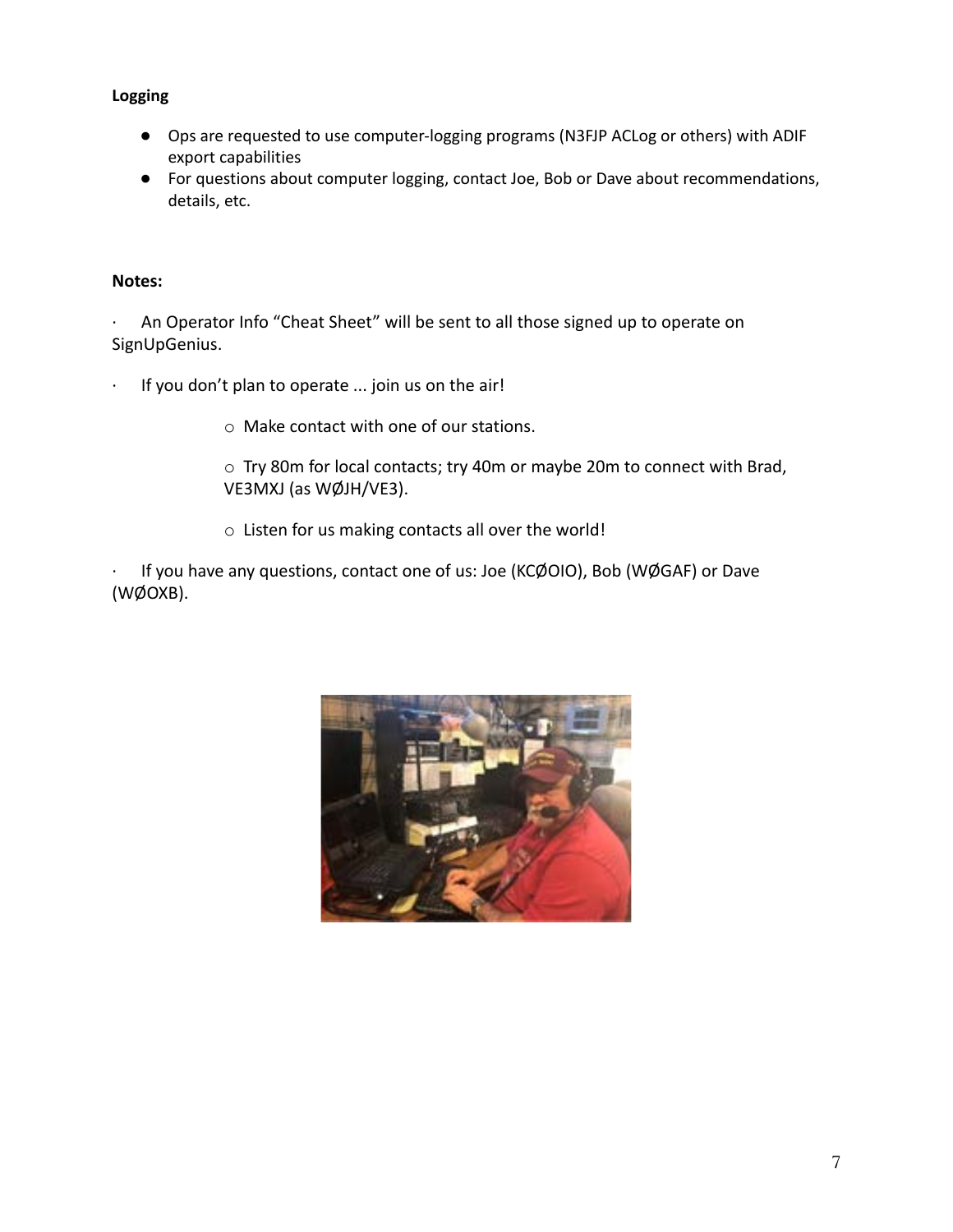**Logging**

- Ops are requested to use computer-logging programs (N3FJP ACLog or others) with ADIF export capabilities
- For questions about computer logging, contact Joe, Bob or Dave about recommendations, details, etc.

**Notes:**

- An Operator Info “Cheat Sheet” will be sent to all those signed up to operate on SignUpGenius.
- If you don’t plan to operate ... join us on the air!
    - Make contact with one of our stations.
    - Try 80m for local contacts; try 40m or maybe 20m to connect with Brad, VE3MXJ (as WØJH/VE3).
    - Listen for us making contacts all over the world!
- If you have any questions, contact one of us: Joe (KCØOIO), Bob (WØGAF) or Dave (WØOXB).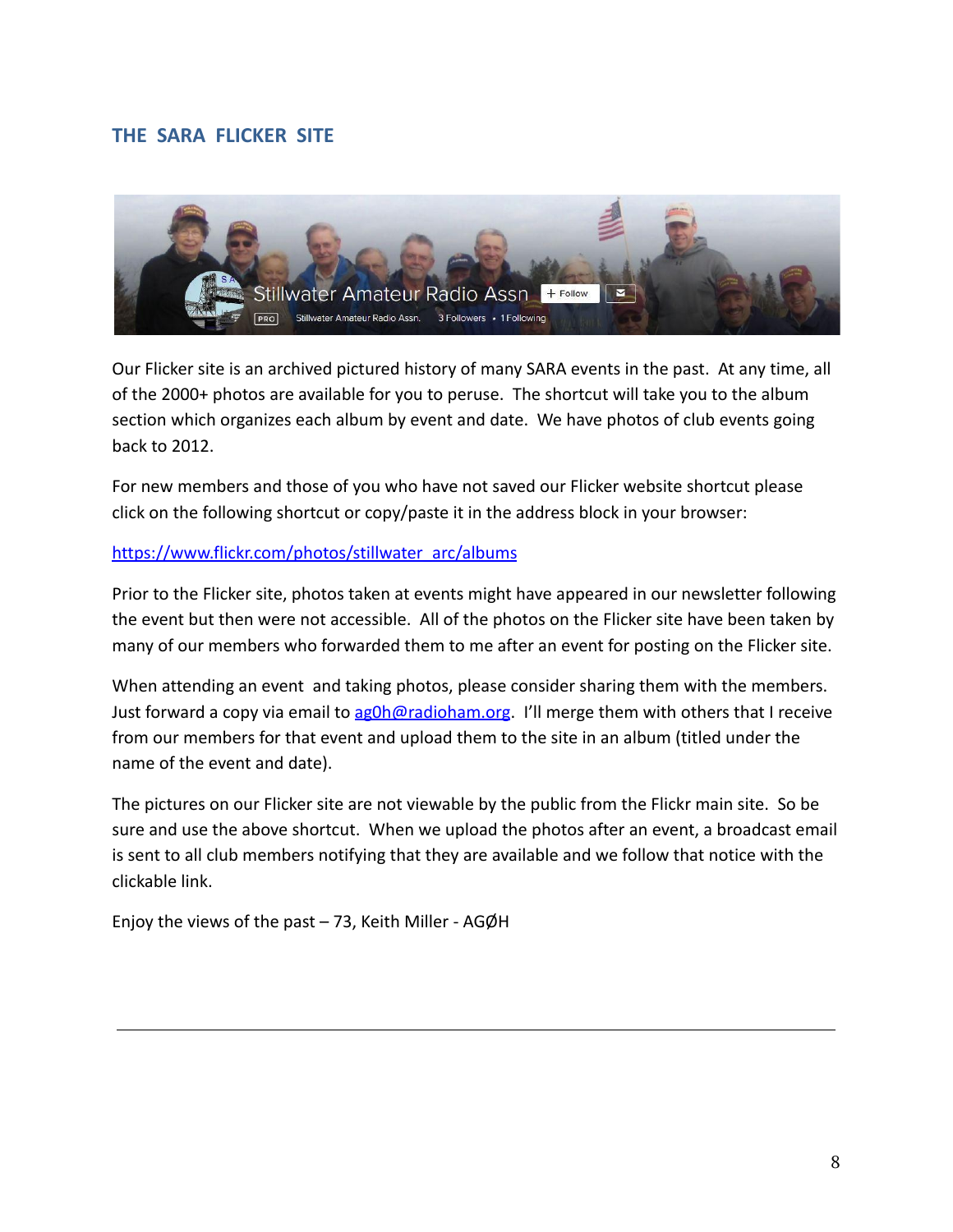## THE SARA FLICKER SITE

Our Flicker site is an archived pictured history of many SARA events in the past. At any time, all of the 2000+ photos are available for you to peruse. The shortcut will take you to the album section which organizes each album by event and date. We have photos of club events going back to 2012.

For new members and those of you who have not saved our Flicker website shortcut please click on the following shortcut or copy/paste it in the address block in your browser:

[https://www.flickr.com/photos/stillwater_arc/albums](https://www.flickr.com/photos/stillwater_arc/albums)

Prior to the Flicker site, photos taken at events might have appeared in our newsletter following the event but then were not accessible. All of the photos on the Flicker site have been taken by many of our members who forwarded them to me after an event for posting on the Flicker site.

When attending an event and taking photos, please consider sharing them with the members. Just forward a copy via email to [ag0h@radioham.org](mailto:ag0h@radioham.org). I'll merge them with others that I receive from our members for that event and upload them to the site in an album (titled under the name of the event and date).

The pictures on our Flicker site are not viewable by the public from the Flickr main site. So be sure and use the above shortcut. When we upload the photos after an event, a broadcast email is sent to all club members notifying that they are available and we follow that notice with the clickable link.

Enjoy the views of the past – 73, Keith Miller - AGØH

---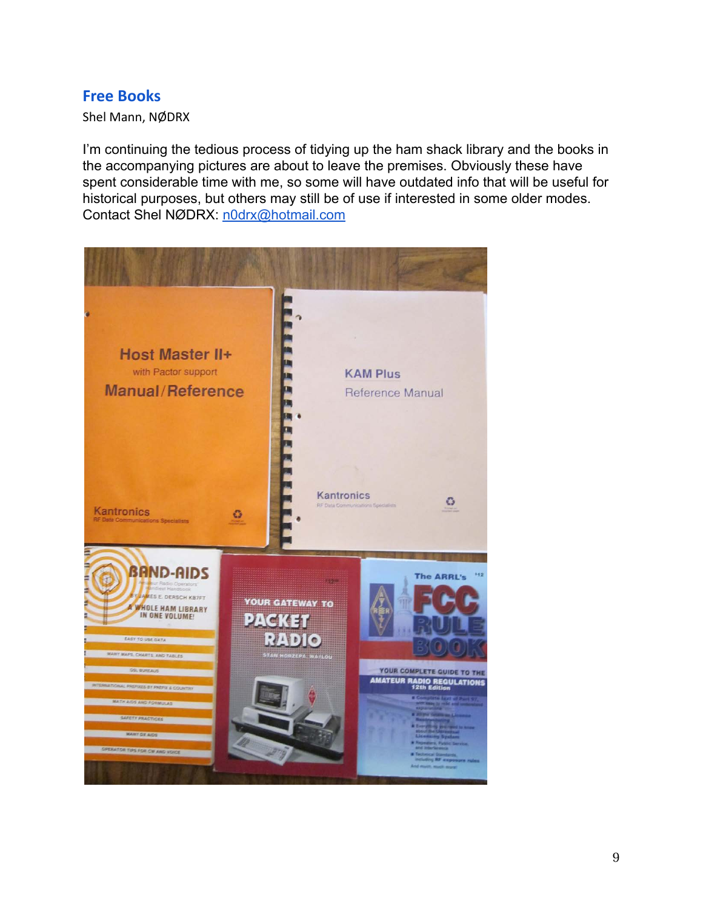## Free Books

Shel Mann, NØDRX

I'm continuing the tedious process of tidying up the ham shack library and the books in the accompanying pictures are about to leave the premises. Obviously these have spent considerable time with me, so some will have outdated info that will be useful for historical purposes, but others may still be of use if interested in some older modes. Contact Shel NØDRX: n0drx@hotmail.com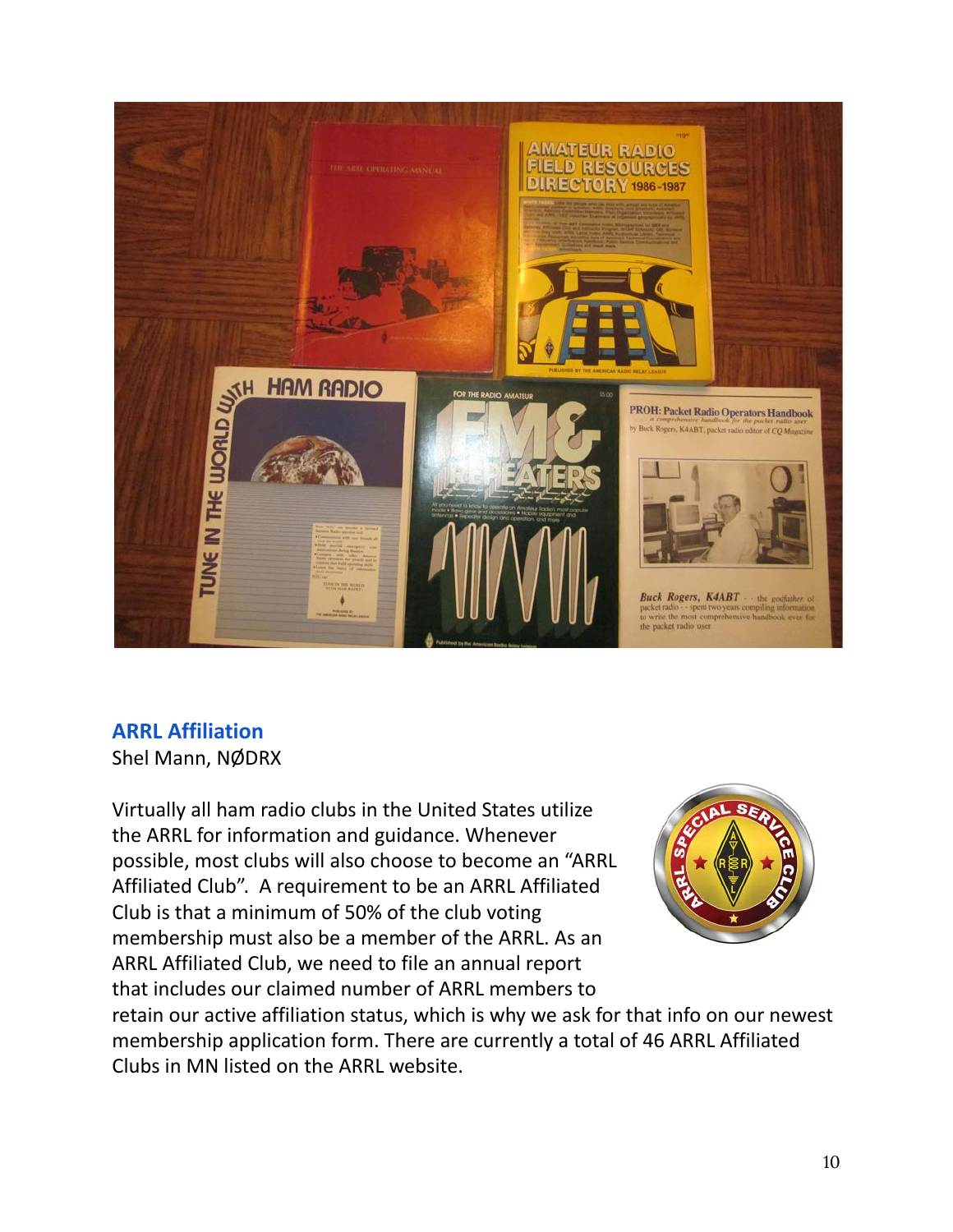## ARRL Affiliation

Shel Mann, NØDRX

Virtually all ham radio clubs in the United States utilize the ARRL for information and guidance. Whenever possible, most clubs will also choose to become an "ARRL Affiliated Club". A requirement to be an ARRL Affiliated Club is that a minimum of 50% of the club voting membership must also be a member of the ARRL. As an ARRL Affiliated Club, we need to file an annual report that includes our claimed number of ARRL members to retain our active affiliation status, which is why we ask for that info on our newest membership application form. There are currently a total of 46 ARRL Affiliated Clubs in MN listed on the ARRL website.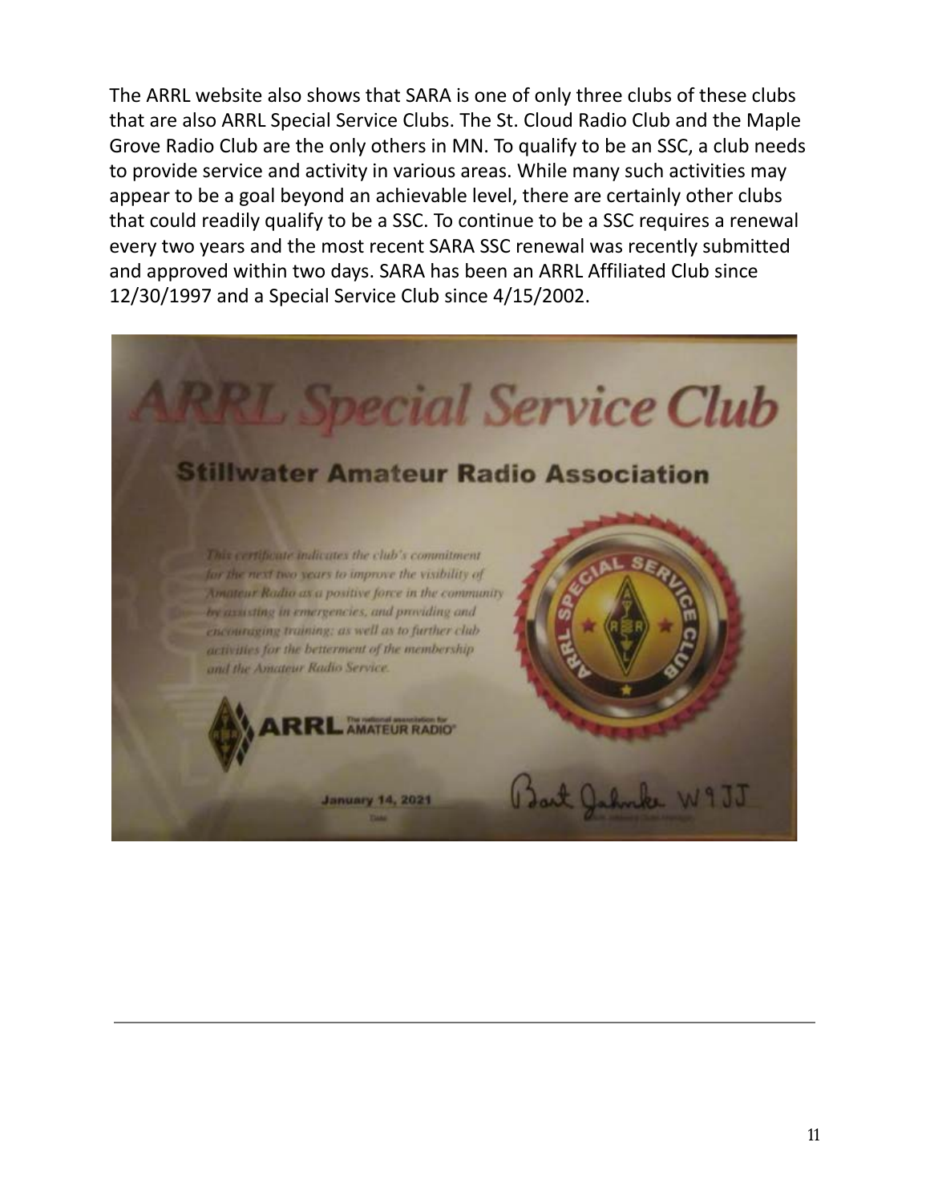The ARRL website also shows that SARA is one of only three clubs of these clubs that are also ARRL Special Service Clubs. The St. Cloud Radio Club and the Maple Grove Radio Club are the only others in MN. To qualify to be an SSC, a club needs to provide service and activity in various areas. While many such activities may appear to be a goal beyond an achievable level, there are certainly other clubs that could readily qualify to be a SSC. To continue to be a SSC requires a renewal every two years and the most recent SARA SSC renewal was recently submitted and approved within two days. SARA has been an ARRL Affiliated Club since 12/30/1997 and a Special Service Club since 4/15/2002.

# ARRL Special Service Club

## Stillwater Amateur Radio Association

*This certificate indicates the club's commitment for the next two years to improve the visibility of Amateur Radio as a positive force in the community by assisting in emergencies, and providing and encouraging training; as well as to further club activities for the betterment of the membership and the Amateur Radio Service.*

ARRL The national association for AMATEUR RADIO

January 14, 2021

Date

Bart Jahnke W9JJ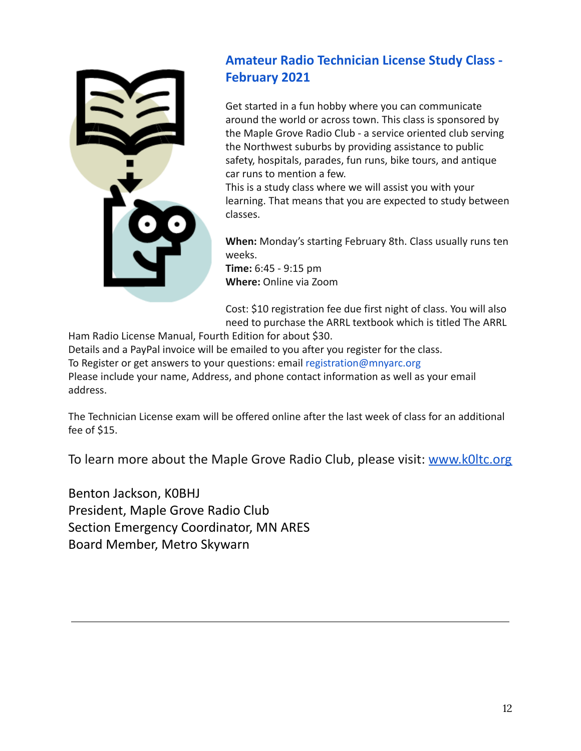## Amateur Radio Technician License Study Class - February 2021

Get started in a fun hobby where you can communicate around the world or across town. This class is sponsored by the Maple Grove Radio Club - a service oriented club serving the Northwest suburbs by providing assistance to public safety, hospitals, parades, fun runs, bike tours, and antique car runs to mention a few.
This is a study class where we will assist you with your learning. That means that you are expected to study between classes.

**When:** Monday's starting February 8th. Class usually runs ten weeks.
**Time:** 6:45 - 9:15 pm
**Where:** Online via Zoom

Cost: $10 registration fee due first night of class. You will also need to purchase the ARRL textbook which is titled The ARRL Ham Radio License Manual, Fourth Edition for about $30.
Details and a PayPal invoice will be emailed to you after you register for the class.
To Register or get answers to your questions: email registration@mnyarc.org
Please include your name, Address, and phone contact information as well as your email address.

The Technician License exam will be offered online after the last week of class for an additional fee of $15.

To learn more about the Maple Grove Radio Club, please visit: [www.k0ltc.org](http://www.k0ltc.org)

Benton Jackson, K0BHJ
President, Maple Grove Radio Club
Section Emergency Coordinator, MN ARES
Board Member, Metro Skywarn

---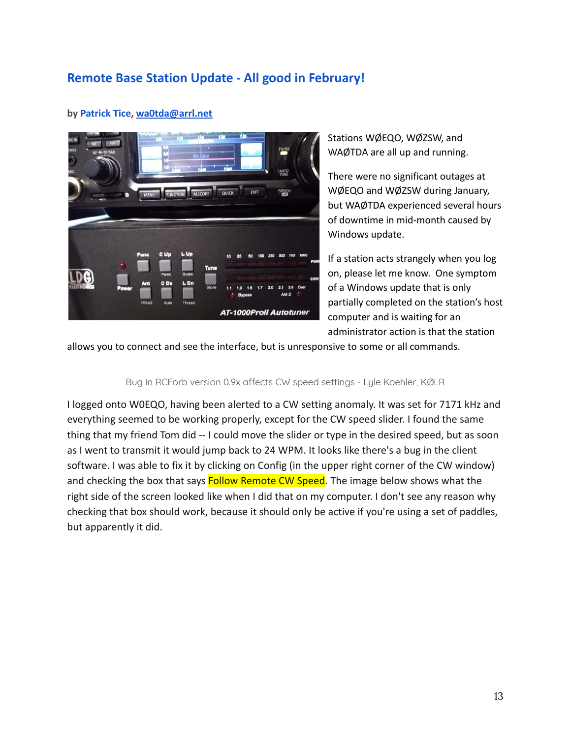## Remote Base Station Update - All good in February!

**by Patrick Tice, wa0tda@arrl.net**

Stations WØEQO, WØZSW, and WAØTDA are all up and running.

There were no significant outages at WØEQO and WØZSW during January, but WAØTDA experienced several hours of downtime in mid-month caused by Windows update.

If a station acts strangely when you log on, please let me know. One symptom of a Windows update that is only partially completed on the station's host computer and is waiting for an administrator action is that the station allows you to connect and see the interface, but is unresponsive to some or all commands.

### Bug in RCForb version 0.9x affects CW speed settings - Lyle Koehler, KØLR

I logged onto W0EQO, having been alerted to a CW setting anomaly. It was set for 7171 kHz and everything seemed to be working properly, except for the CW speed slider. I found the same thing that my friend Tom did -- I could move the slider or type in the desired speed, but as soon as I went to transmit it would jump back to 24 WPM. It looks like there's a bug in the client software. I was able to fix it by clicking on Config (in the upper right corner of the CW window) and checking the box that says Follow Remote CW Speed. The image below shows what the right side of the screen looked like when I did that on my computer. I don't see any reason why checking that box should work, because it should only be active if you're using a set of paddles, but apparently it did.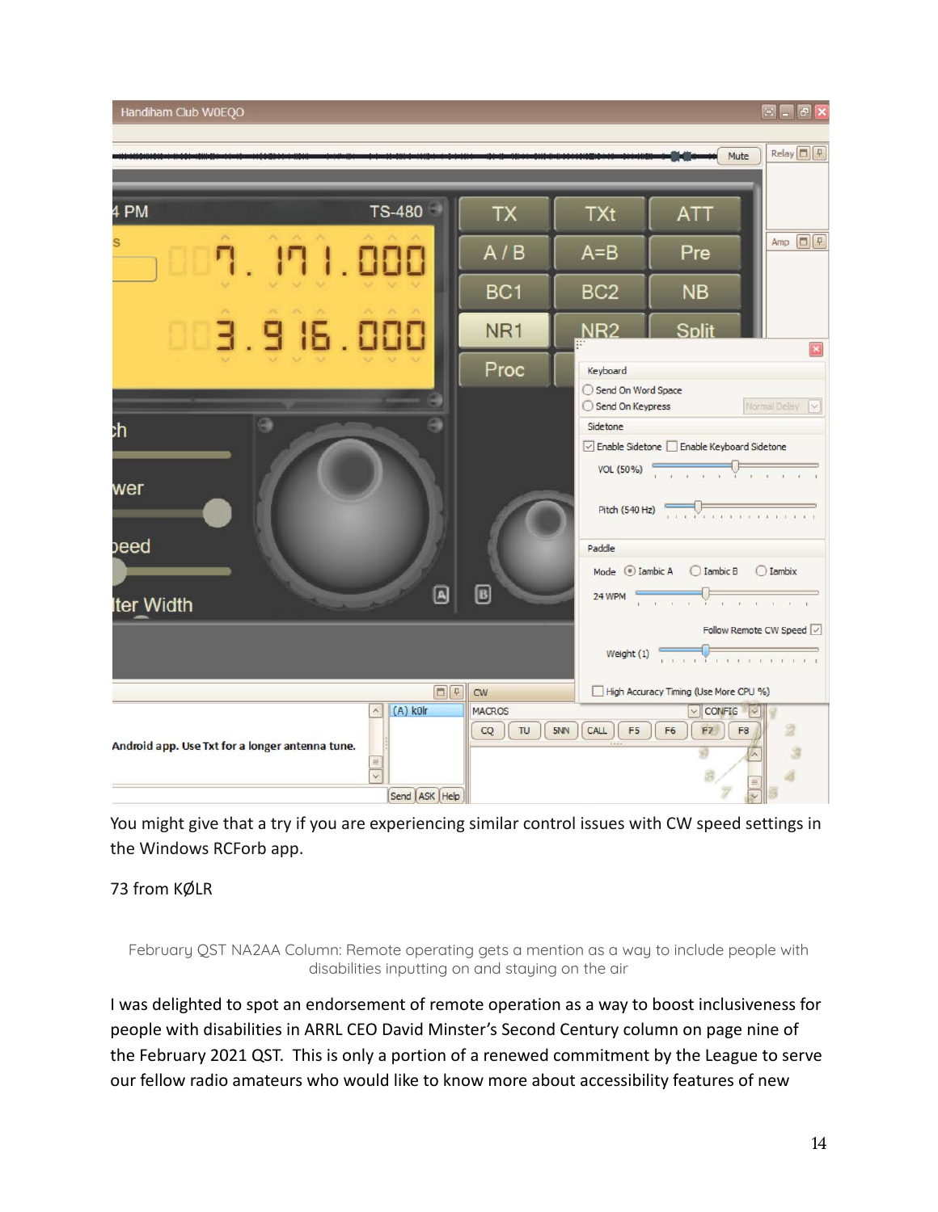You might give that a try if you are experiencing similar control issues with CW speed settings in the Windows RCForb app.

73 from KØLR

February QST NA2AA Column: Remote operating gets a mention as a way to include people with disabilities inputting on and staying on the air

I was delighted to spot an endorsement of remote operation as a way to boost inclusiveness for people with disabilities in ARRL CEO David Minster's Second Century column on page nine of the February 2021 QST. This is only a portion of a renewed commitment by the League to serve our fellow radio amateurs who would like to know more about accessibility features of new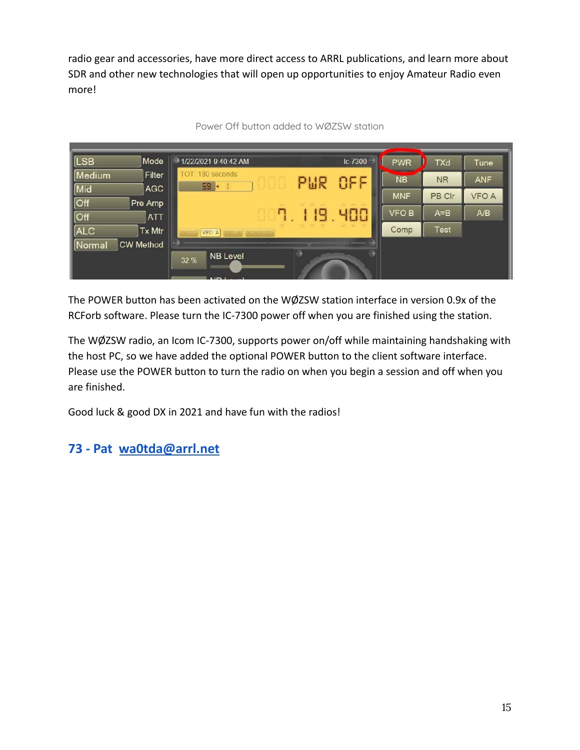radio gear and accessories, have more direct access to ARRL publications, and learn more about SDR and other new technologies that will open up opportunities to enjoy Amateur Radio even more!

Power Off button added to WØZSW station

The POWER button has been activated on the WØZSW station interface in version 0.9x of the RCForb software. Please turn the IC-7300 power off when you are finished using the station.

The WØZSW radio, an Icom IC-7300, supports power on/off while maintaining handshaking with the host PC, so we have added the optional POWER button to the client software interface. Please use the POWER button to turn the radio on when you begin a session and off when you are finished.

Good luck & good DX in 2021 and have fun with the radios!

## 73 - Pat wa0tda@arrl.net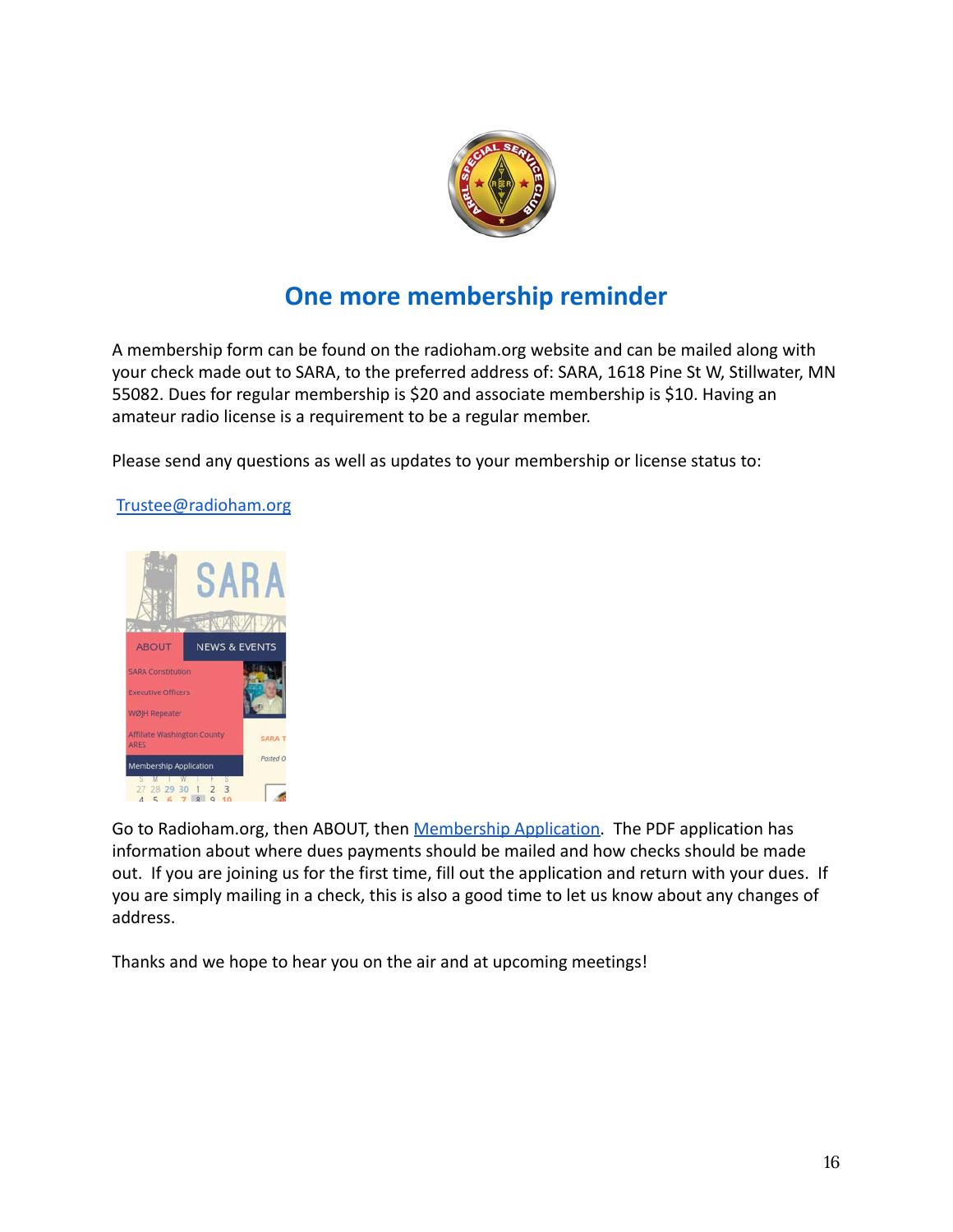## One more membership reminder

A membership form can be found on the radioham.org website and can be mailed along with your check made out to SARA, to the preferred address of: SARA, 1618 Pine St W, Stillwater, MN 55082. Dues for regular membership is $20 and associate membership is $10. Having an amateur radio license is a requirement to be a regular member.

Please send any questions as well as updates to your membership or license status to:

[Trustee@radioham.org](mailto:Trustee@radioham.org)

Go to Radioham.org, then ABOUT, then [Membership Application](). The PDF application has information about where dues payments should be mailed and how checks should be made out. If you are joining us for the first time, fill out the application and return with your dues. If you are simply mailing in a check, this is also a good time to let us know about any changes of address.

Thanks and we hope to hear you on the air and at upcoming meetings!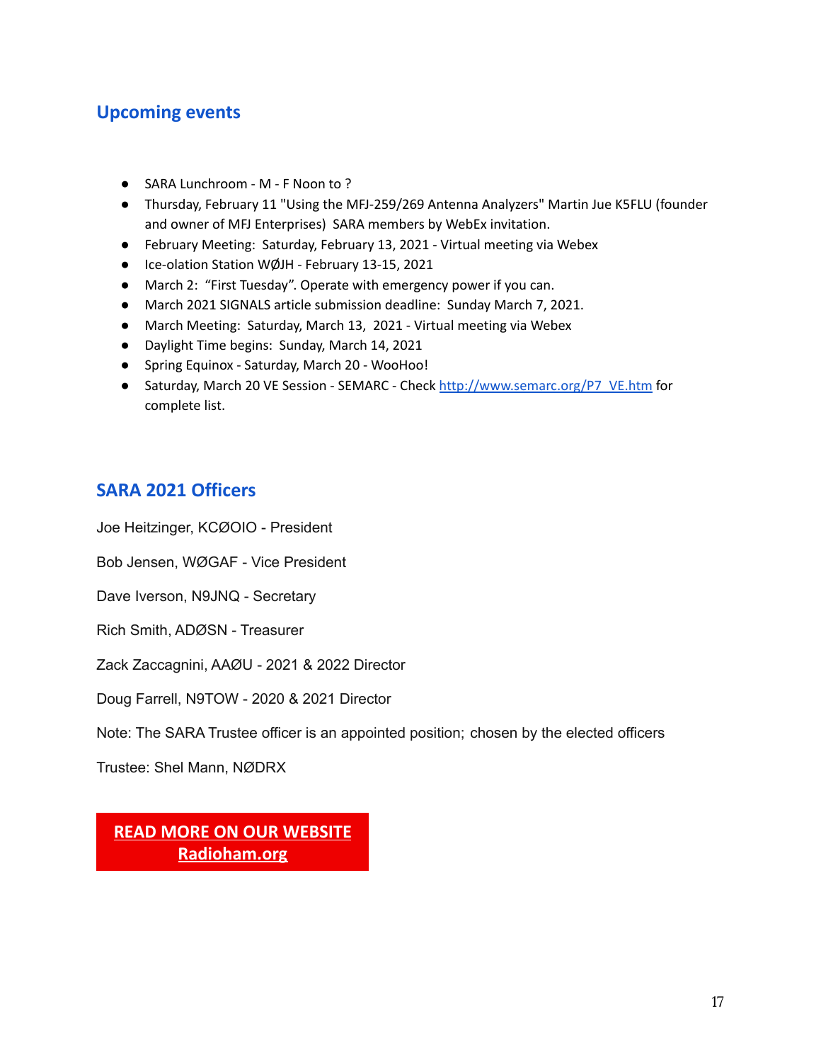## Upcoming events

- SARA Lunchroom - M - F Noon to ?
- Thursday, February 11 "Using the MFJ-259/269 Antenna Analyzers" Martin Jue K5FLU (founder and owner of MFJ Enterprises) SARA members by WebEx invitation.
- February Meeting: Saturday, February 13, 2021 - Virtual meeting via Webex
- Ice-olation Station WØJH - February 13-15, 2021
- March 2: "First Tuesday". Operate with emergency power if you can.
- March 2021 SIGNALS article submission deadline: Sunday March 7, 2021.
- March Meeting: Saturday, March 13, 2021 - Virtual meeting via Webex
- Daylight Time begins: Sunday, March 14, 2021
- Spring Equinox - Saturday, March 20 - WooHoo!
- Saturday, March 20 VE Session - SEMARC - Check http://www.semarc.org/P7_VE.htm for complete list.

## SARA 2021 Officers

Joe Heitzinger, KCØOIO - President

Bob Jensen, WØGAF - Vice President

Dave Iverson, N9JNQ - Secretary

Rich Smith, ADØSN - Treasurer

Zack Zaccagnini, AAØU - 2021 & 2022 Director

Doug Farrell, N9TOW - 2020 & 2021 Director

Note: The SARA Trustee officer is an appointed position; chosen by the elected officers

Trustee: Shel Mann, NØDRX

**READ MORE ON OUR WEBSITE**
**Radioham.org**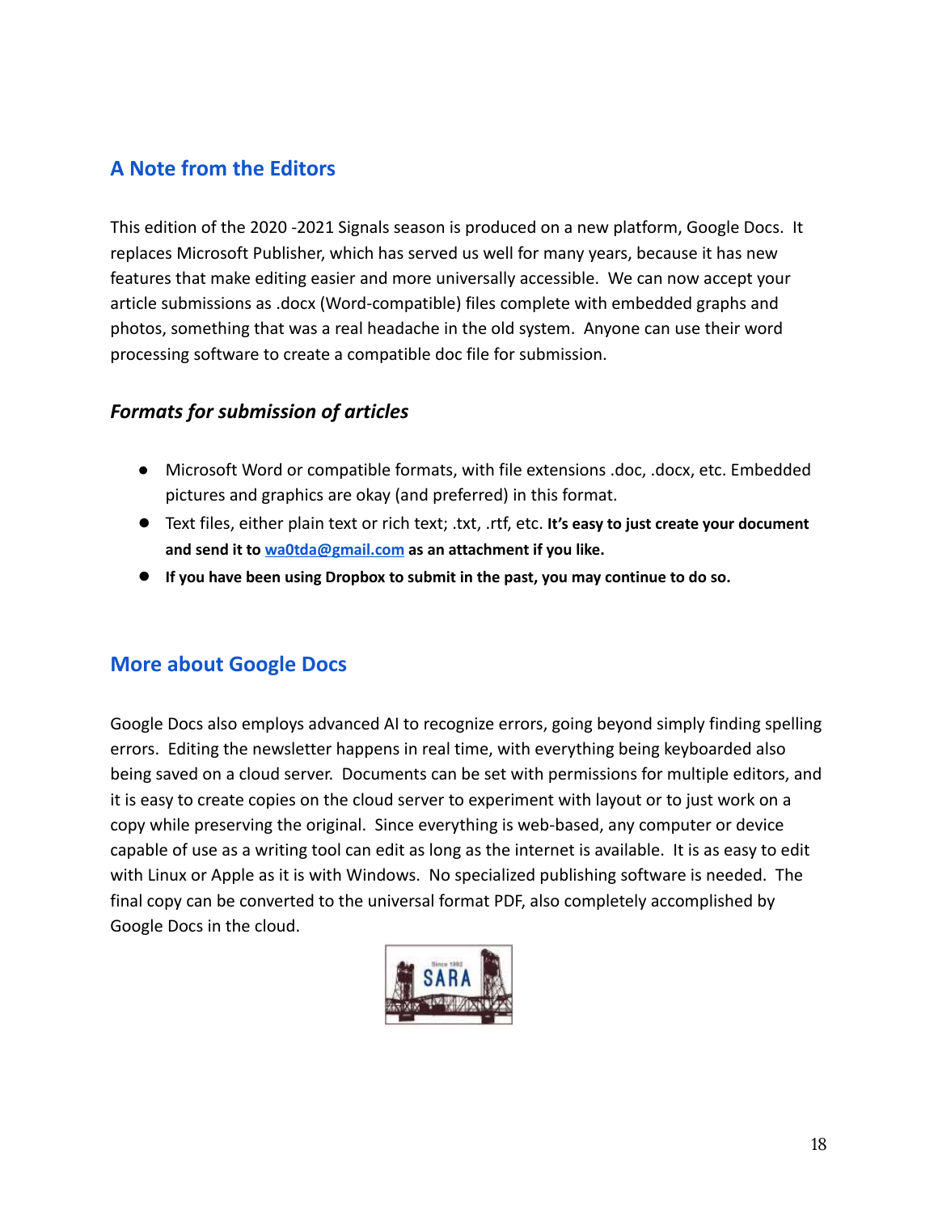## A Note from the Editors

This edition of the 2020 -2021 Signals season is produced on a new platform, Google Docs. It replaces Microsoft Publisher, which has served us well for many years, because it has new features that make editing easier and more universally accessible. We can now accept your article submissions as .docx (Word-compatible) files complete with embedded graphs and photos, something that was a real headache in the old system. Anyone can use their word processing software to create a compatible doc file for submission.

### *Formats for submission of articles*

- Microsoft Word or compatible formats, with file extensions .doc, .docx, etc. Embedded pictures and graphics are okay (and preferred) in this format.
- Text files, either plain text or rich text; .txt, .rtf, etc. **It's easy to just create your document and send it to [wa0tda@gmail.com](mailto:wa0tda@gmail.com) as an attachment if you like.**
- **If you have been using Dropbox to submit in the past, you may continue to do so.**

## More about Google Docs

Google Docs also employs advanced AI to recognize errors, going beyond simply finding spelling errors. Editing the newsletter happens in real time, with everything being keyboarded also being saved on a cloud server. Documents can be set with permissions for multiple editors, and it is easy to create copies on the cloud server to experiment with layout or to just work on a copy while preserving the original. Since everything is web-based, any computer or device capable of use as a writing tool can edit as long as the internet is available. It is as easy to edit with Linux or Apple as it is with Windows. No specialized publishing software is needed. The final copy can be converted to the universal format PDF, also completely accomplished by Google Docs in the cloud.